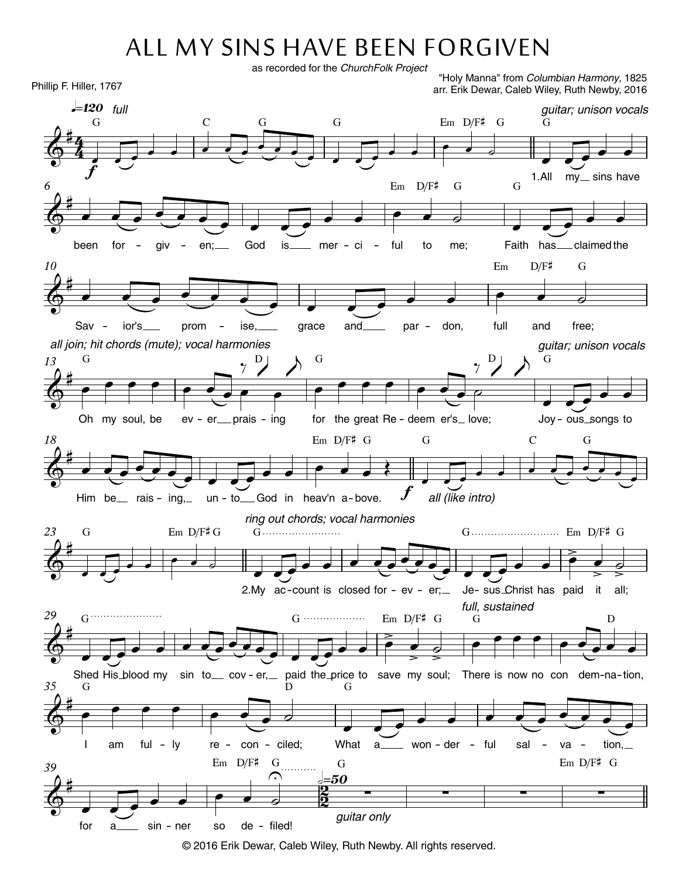# ALL MY SINS HAVE BEEN FORGIVEN

as recorded for the *ChurchFolk Project*

Phillip F. Hiller, 1767

"Holy Manna" from *Columbian Harmony*, 1825
arr. Erik Dewar, Caleb Wiley, Ruth Newby, 2016

1. All my sins have been forgiven; God is merciful to me;
Faith has claimed the Savior's promise, grace and pardon, full and free;
Oh my soul, be ever praising for the great Redeemer's love;
Joyous songs to Him be raising, unto God in heav'n above.

2. My account is closed forever; Jesus Christ has paid it all;
Shed His blood my sin to cover, paid the price to save my soul;
There is now no condemnation, I am fully reconciled;
What a wonderful salvation, for a sinner so defiled!

© 2016 Erik Dewar, Caleb Wiley, Ruth Newby. All rights reserved.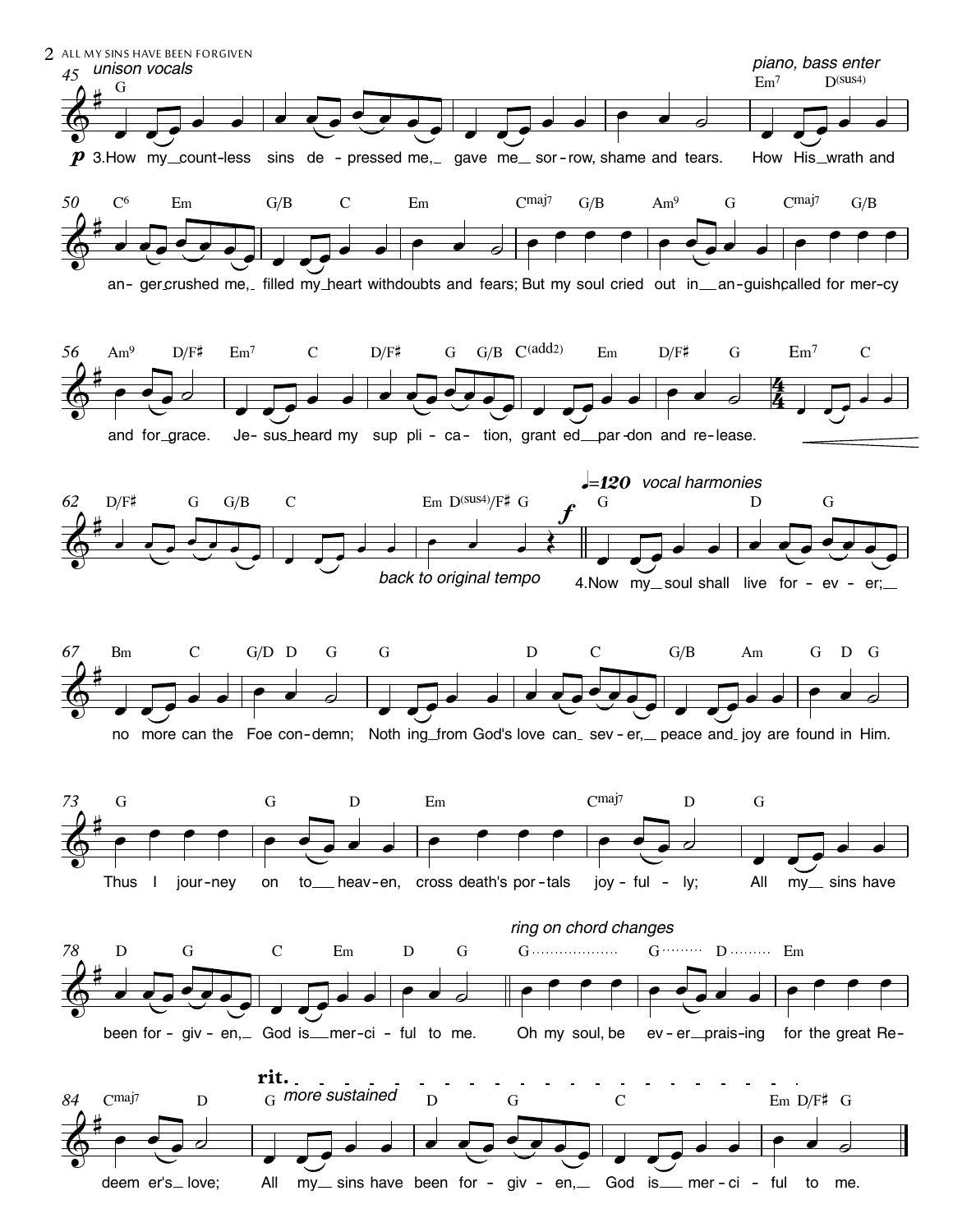*unison vocals*

*piano, bass enter*

**p** 3.How my countless sins depressed me, gave me sorrow, shame and tears. How His wrath and anger crushed me, filled my heart with doubts and fears; But my soul cried out in anguish, called for mercy and for grace. Jesus heard my supplication, granted pardon and release.

*back to original tempo*

♩=120 *vocal harmonies*

**f** 4.Now my soul shall live forever; no more can the Foe condemn; Nothing from God's love can sever, peace and joy are found in Him. Thus I journey on to heaven, cross death's portals joyfully; All my sins have been forgiven, God is merciful to me.

*ring on chord changes*

Oh my soul, be ever praising for the great Redeemer's love;

**rit.** *more sustained*

All my sins have been forgiven, God is merciful to me.